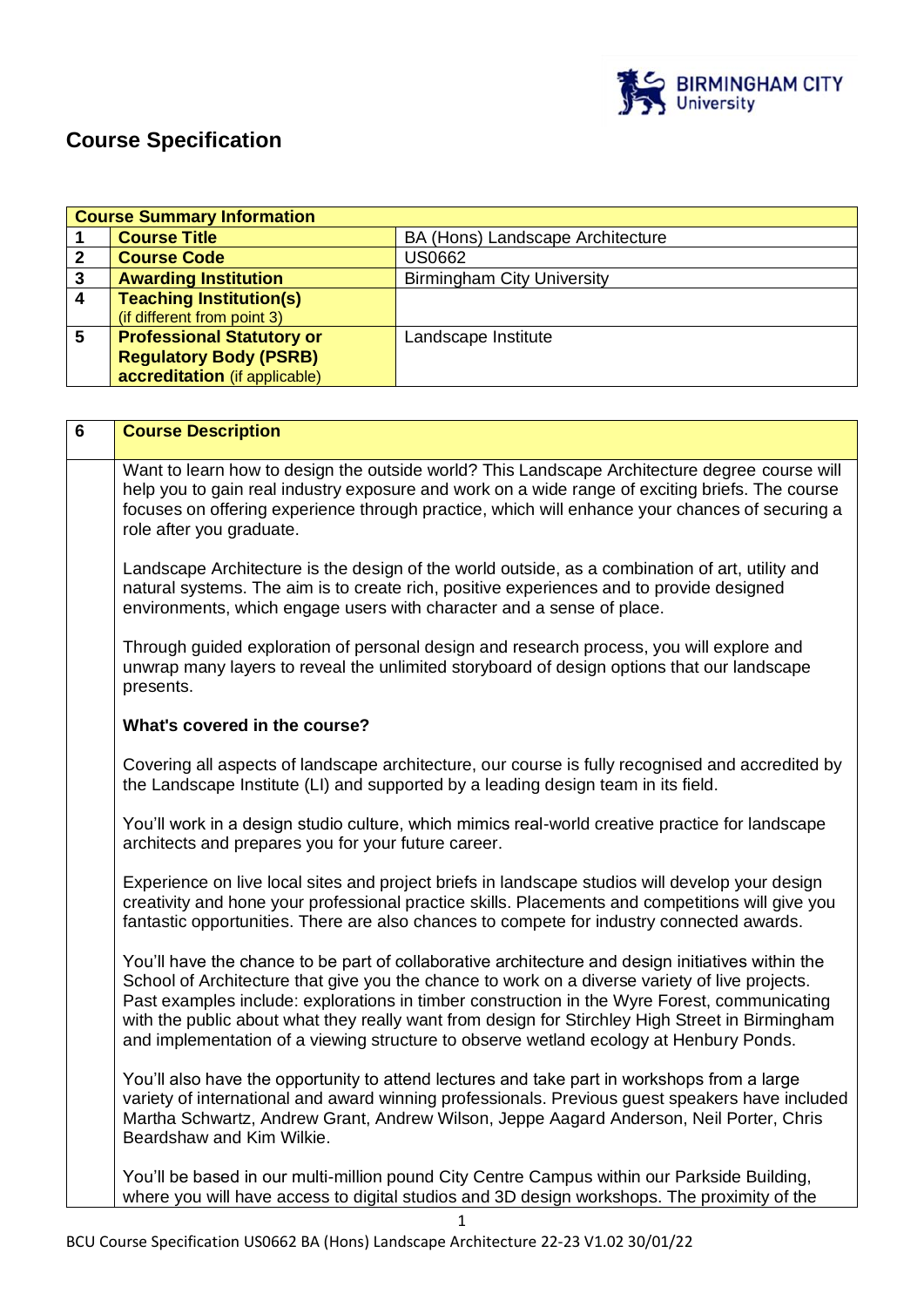# Course Specification

| Course Summary Information | | |
|---|---|---|
| 1 | **Course Title** | BA (Hons) Landscape Architecture |
| 2 | **Course Code** | US0662 |
| 3 | **Awarding Institution** | Birmingham City University |
| 4 | **Teaching Institution(s)** (if different from point 3) | |
| 5 | **Professional Statutory or Regulatory Body (PSRB) accreditation** (if applicable) | Landscape Institute |

| 6 | Course Description |
|---|---|
| | Want to learn how to design the outside world? This Landscape Architecture degree course will help you to gain real industry exposure and work on a wide range of exciting briefs. The course focuses on offering experience through practice, which will enhance your chances of securing a role after you graduate.<br><br>Landscape Architecture is the design of the world outside, as a combination of art, utility and natural systems. The aim is to create rich, positive experiences and to provide designed environments, which engage users with character and a sense of place.<br><br>Through guided exploration of personal design and research process, you will explore and unwrap many layers to reveal the unlimited storyboard of design options that our landscape presents.<br><br>**What's covered in the course?**<br><br>Covering all aspects of landscape architecture, our course is fully recognised and accredited by the Landscape Institute (LI) and supported by a leading design team in its field.<br><br>You'll work in a design studio culture, which mimics real-world creative practice for landscape architects and prepares you for your future career.<br><br>Experience on live local sites and project briefs in landscape studios will develop your design creativity and hone your professional practice skills. Placements and competitions will give you fantastic opportunities. There are also chances to compete for industry connected awards.<br><br>You'll have the chance to be part of collaborative architecture and design initiatives within the School of Architecture that give you the chance to work on a diverse variety of live projects. Past examples include: explorations in timber construction in the Wyre Forest, communicating with the public about what they really want from design for Stirchley High Street in Birmingham and implementation of a viewing structure to observe wetland ecology at Henbury Ponds.<br><br>You'll also have the opportunity to attend lectures and take part in workshops from a large variety of international and award winning professionals. Previous guest speakers have included Martha Schwartz, Andrew Grant, Andrew Wilson, Jeppe Aagard Anderson, Neil Porter, Chris Beardshaw and Kim Wilkie.<br><br>You'll be based in our multi-million pound City Centre Campus within our Parkside Building, where you will have access to digital studios and 3D design workshops. The proximity of the |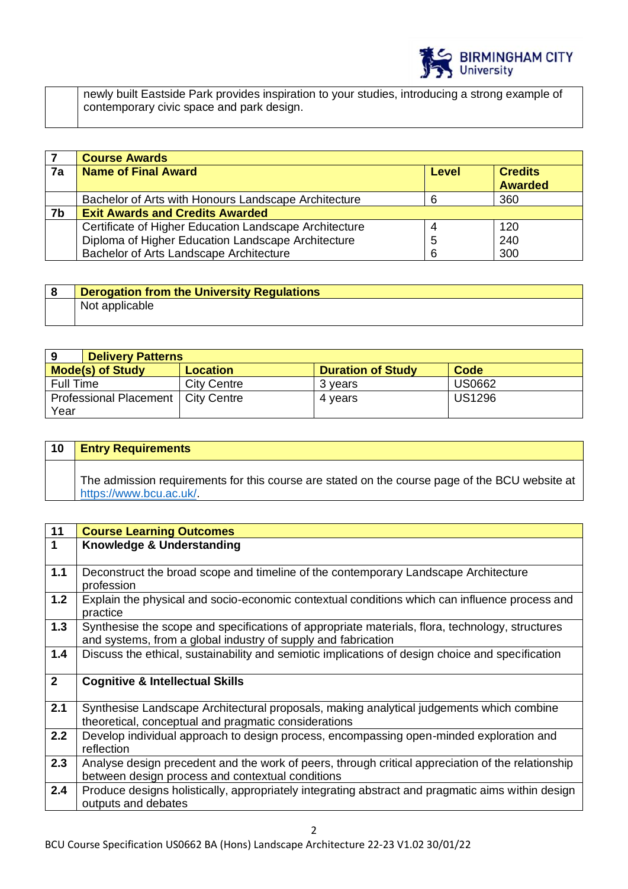| | |
|---|---|
| | newly built Eastside Park provides inspiration to your studies, introducing a strong example of contemporary civic space and park design. |

| 7 | Course Awards | | |
|---|---|---|---|
| 7a | **Name of Final Award** | **Level** | **Credits Awarded** |
| | Bachelor of Arts with Honours Landscape Architecture | 6 | 360 |
| 7b | **Exit Awards and Credits Awarded** | | |
| | Certificate of Higher Education Landscape Architecture | 4 | 120 |
| | Diploma of Higher Education Landscape Architecture | 5 | 240 |
| | Bachelor of Arts Landscape Architecture | 6 | 300 |

| 8 | Derogation from the University Regulations |
|---|---|
| | Not applicable |

| 9 Delivery Patterns | | | |
|---|---|---|---|
| **Mode(s) of Study** | **Location** | **Duration of Study** | **Code** |
| Full Time | City Centre | 3 years | US0662 |
| Professional Placement Year | City Centre | 4 years | US1296 |

| 10 | Entry Requirements |
|---|---|
| | The admission requirements for this course are stated on the course page of the BCU website at https://www.bcu.ac.uk/. |

| 11 | Course Learning Outcomes |
|---|---|
| **1** | **Knowledge & Understanding** |
| **1.1** | Deconstruct the broad scope and timeline of the contemporary Landscape Architecture profession |
| **1.2** | Explain the physical and socio-economic contextual conditions which can influence process and practice |
| **1.3** | Synthesise the scope and specifications of appropriate materials, flora, technology, structures and systems, from a global industry of supply and fabrication |
| **1.4** | Discuss the ethical, sustainability and semiotic implications of design choice and specification |
| **2** | **Cognitive & Intellectual Skills** |
| **2.1** | Synthesise Landscape Architectural proposals, making analytical judgements which combine theoretical, conceptual and pragmatic considerations |
| **2.2** | Develop individual approach to design process, encompassing open-minded exploration and reflection |
| **2.3** | Analyse design precedent and the work of peers, through critical appreciation of the relationship between design process and contextual conditions |
| **2.4** | Produce designs holistically, appropriately integrating abstract and pragmatic aims within design outputs and debates |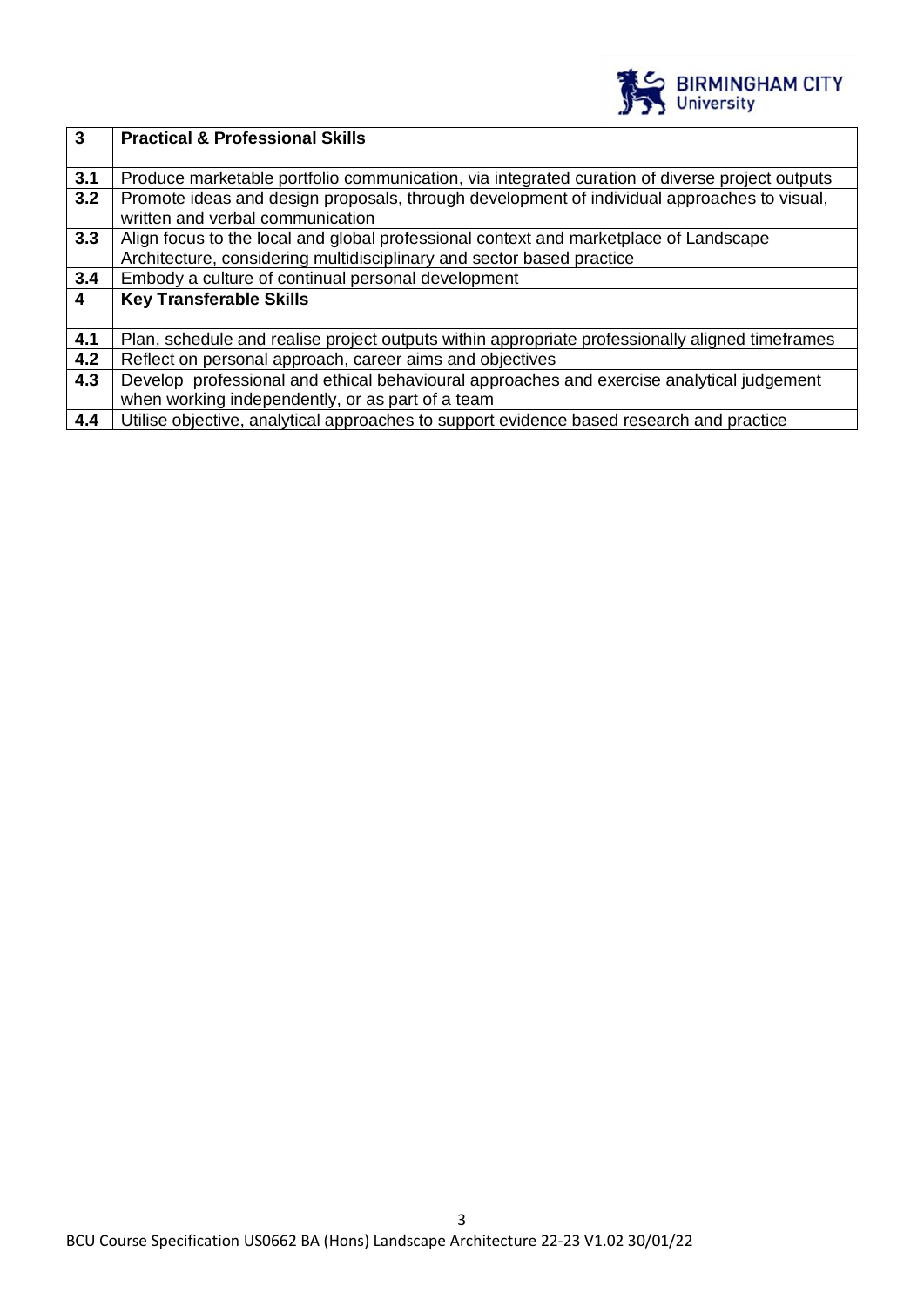| 3 | **Practical & Professional Skills** |
|---|---|
| 3.1 | Produce marketable portfolio communication, via integrated curation of diverse project outputs |
| 3.2 | Promote ideas and design proposals, through development of individual approaches to visual, written and verbal communication |
| 3.3 | Align focus to the local and global professional context and marketplace of Landscape Architecture, considering multidisciplinary and sector based practice |
| 3.4 | Embody a culture of continual personal development |
| **4** | **Key Transferable Skills** |
| 4.1 | Plan, schedule and realise project outputs within appropriate professionally aligned timeframes |
| 4.2 | Reflect on personal approach, career aims and objectives |
| 4.3 | Develop professional and ethical behavioural approaches and exercise analytical judgement when working independently, or as part of a team |
| 4.4 | Utilise objective, analytical approaches to support evidence based research and practice |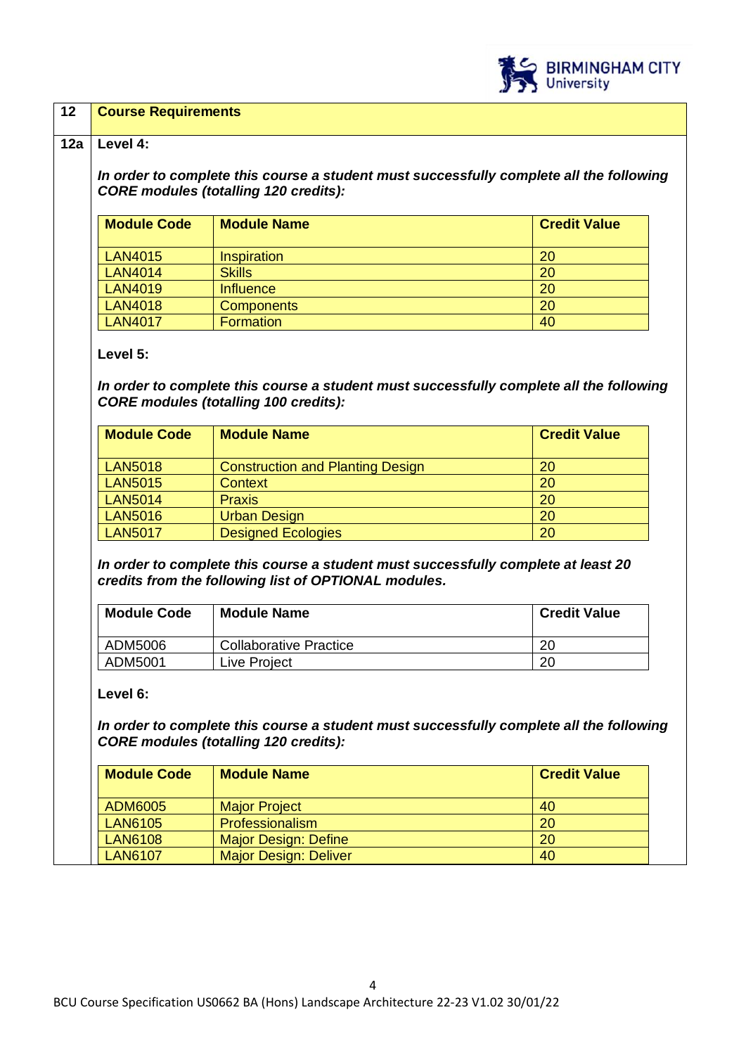| 12 | Course Requirements |
|---|---|

**12a Level 4:**

***In order to complete this course a student must successfully complete all the following CORE modules (totalling 120 credits):***

| Module Code | Module Name | Credit Value |
|---|---|---|
| LAN4015 | Inspiration | 20 |
| LAN4014 | Skills | 20 |
| LAN4019 | Influence | 20 |
| LAN4018 | Components | 20 |
| LAN4017 | Formation | 40 |

**Level 5:**

***In order to complete this course a student must successfully complete all the following CORE modules (totalling 100 credits):***

| Module Code | Module Name | Credit Value |
|---|---|---|
| LAN5018 | Construction and Planting Design | 20 |
| LAN5015 | Context | 20 |
| LAN5014 | Praxis | 20 |
| LAN5016 | Urban Design | 20 |
| LAN5017 | Designed Ecologies | 20 |

***In order to complete this course a student must successfully complete at least 20 credits from the following list of OPTIONAL modules.***

| Module Code | Module Name | Credit Value |
|---|---|---|
| ADM5006 | Collaborative Practice | 20 |
| ADM5001 | Live Project | 20 |

**Level 6:**

***In order to complete this course a student must successfully complete all the following CORE modules (totalling 120 credits):***

| Module Code | Module Name | Credit Value |
|---|---|---|
| ADM6005 | Major Project | 40 |
| LAN6105 | Professionalism | 20 |
| LAN6108 | Major Design: Define | 20 |
| LAN6107 | Major Design: Deliver | 40 |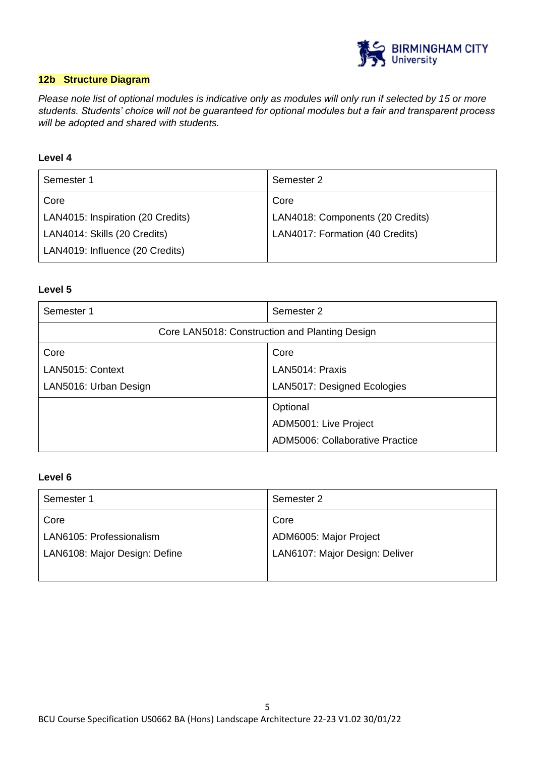## 12b Structure Diagram

*Please note list of optional modules is indicative only as modules will only run if selected by 15 or more students. Students' choice will not be guaranteed for optional modules but a fair and transparent process will be adopted and shared with students.*

**Level 4**

| Semester 1 | Semester 2 |
|---|---|
| Core<br>LAN4015: Inspiration (20 Credits)<br>LAN4014: Skills (20 Credits)<br>LAN4019: Influence (20 Credits) | Core<br>LAN4018: Components (20 Credits)<br>LAN4017: Formation (40 Credits) |

**Level 5**

| Semester 1 | Semester 2 |
|---|---|
| Core LAN5018: Construction and Planting Design | |
| Core<br>LAN5015: Context<br>LAN5016: Urban Design | Core<br>LAN5014: Praxis<br>LAN5017: Designed Ecologies |
| | Optional<br>ADM5001: Live Project<br>ADM5006: Collaborative Practice |

**Level 6**

| Semester 1 | Semester 2 |
|---|---|
| Core<br>LAN6105: Professionalism<br>LAN6108: Major Design: Define | Core<br>ADM6005: Major Project<br>LAN6107: Major Design: Deliver |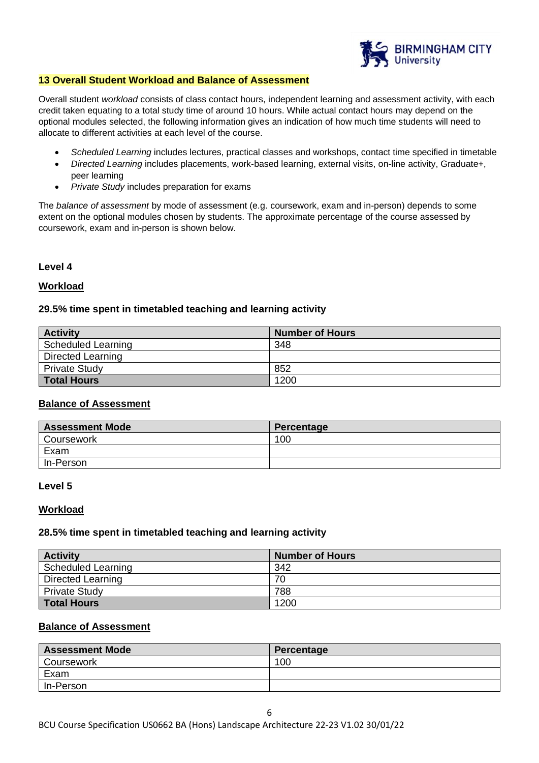## 13 Overall Student Workload and Balance of Assessment

Overall student *workload* consists of class contact hours, independent learning and assessment activity, with each credit taken equating to a total study time of around 10 hours. While actual contact hours may depend on the optional modules selected, the following information gives an indication of how much time students will need to allocate to different activities at each level of the course.

- *Scheduled Learning* includes lectures, practical classes and workshops, contact time specified in timetable
- *Directed Learning* includes placements, work-based learning, external visits, on-line activity, Graduate+, peer learning
- *Private Study* includes preparation for exams

The *balance of assessment* by mode of assessment (e.g. coursework, exam and in-person) depends to some extent on the optional modules chosen by students. The approximate percentage of the course assessed by coursework, exam and in-person is shown below.

### Level 4

**Workload**

**29.5% time spent in timetabled teaching and learning activity**

| Activity | Number of Hours |
|---|---|
| Scheduled Learning | 348 |
| Directed Learning | |
| Private Study | 852 |
| **Total Hours** | 1200 |

**Balance of Assessment**

| Assessment Mode | Percentage |
|---|---|
| Coursework | 100 |
| Exam | |
| In-Person | |

### Level 5

**Workload**

**28.5% time spent in timetabled teaching and learning activity**

| Activity | Number of Hours |
|---|---|
| Scheduled Learning | 342 |
| Directed Learning | 70 |
| Private Study | 788 |
| **Total Hours** | 1200 |

**Balance of Assessment**

| Assessment Mode | Percentage |
|---|---|
| Coursework | 100 |
| Exam | |
| In-Person | |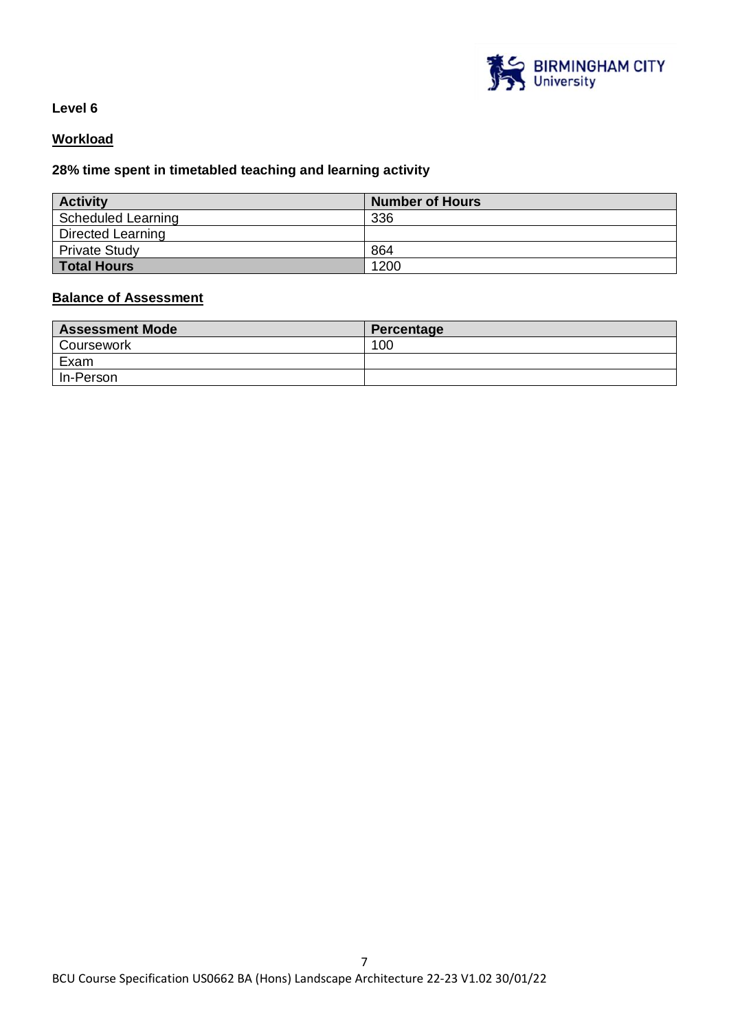**Level 6**

**Workload**

**28% time spent in timetabled teaching and learning activity**

| Activity | Number of Hours |
|---|---|
| Scheduled Learning | 336 |
| Directed Learning | |
| Private Study | 864 |
| **Total Hours** | 1200 |

**Balance of Assessment**

| Assessment Mode | Percentage |
|---|---|
| Coursework | 100 |
| Exam | |
| In-Person | |